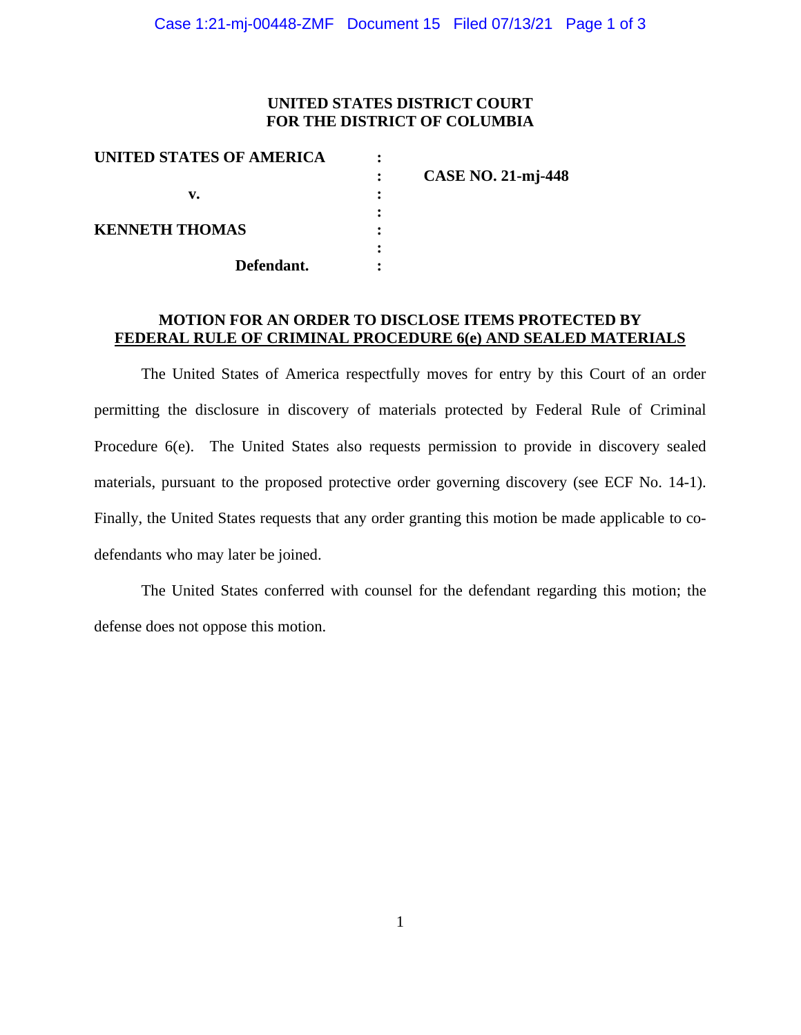**UNITED STATES DISTRICT COURT**
**FOR THE DISTRICT OF COLUMBIA**

| | | |
|---|---|---|
| **UNITED STATES OF AMERICA** | : | |
| | : | **CASE NO. 21-mj-448** |
| **v.** | : | |
| | : | |
| **KENNETH THOMAS** | : | |
| | : | |
| **Defendant.** | : | |

## MOTION FOR AN ORDER TO DISCLOSE ITEMS PROTECTED BY FEDERAL RULE OF CRIMINAL PROCEDURE 6(e) AND SEALED MATERIALS

The United States of America respectfully moves for entry by this Court of an order permitting the disclosure in discovery of materials protected by Federal Rule of Criminal Procedure 6(e). The United States also requests permission to provide in discovery sealed materials, pursuant to the proposed protective order governing discovery (see ECF No. 14-1). Finally, the United States requests that any order granting this motion be made applicable to co-defendants who may later be joined.

The United States conferred with counsel for the defendant regarding this motion; the defense does not oppose this motion.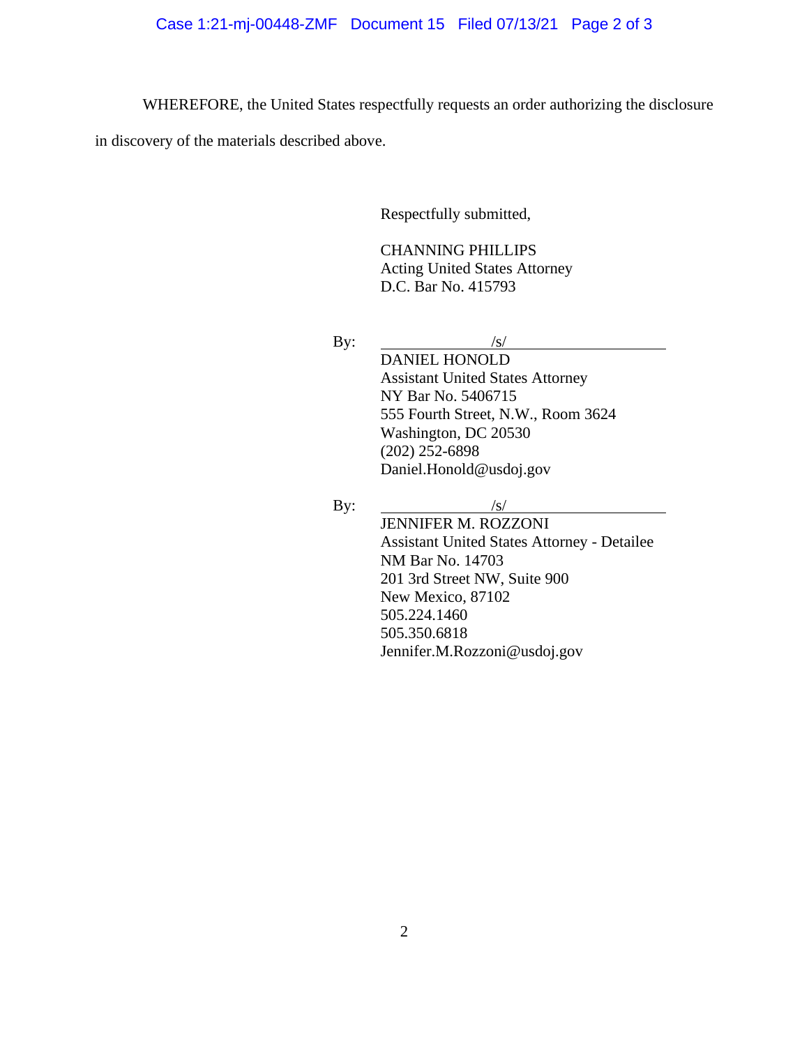WHEREFORE, the United States respectfully requests an order authorizing the disclosure in discovery of the materials described above.

Respectfully submitted,

CHANNING PHILLIPS
Acting United States Attorney
D.C. Bar No. 415793

By: /s/
DANIEL HONOLD
Assistant United States Attorney
NY Bar No. 5406715
555 Fourth Street, N.W., Room 3624
Washington, DC 20530
(202) 252-6898
Daniel.Honold@usdoj.gov

By: /s/
JENNIFER M. ROZZONI
Assistant United States Attorney - Detailee
NM Bar No. 14703
201 3rd Street NW, Suite 900
New Mexico, 87102
505.224.1460
505.350.6818
Jennifer.M.Rozzoni@usdoj.gov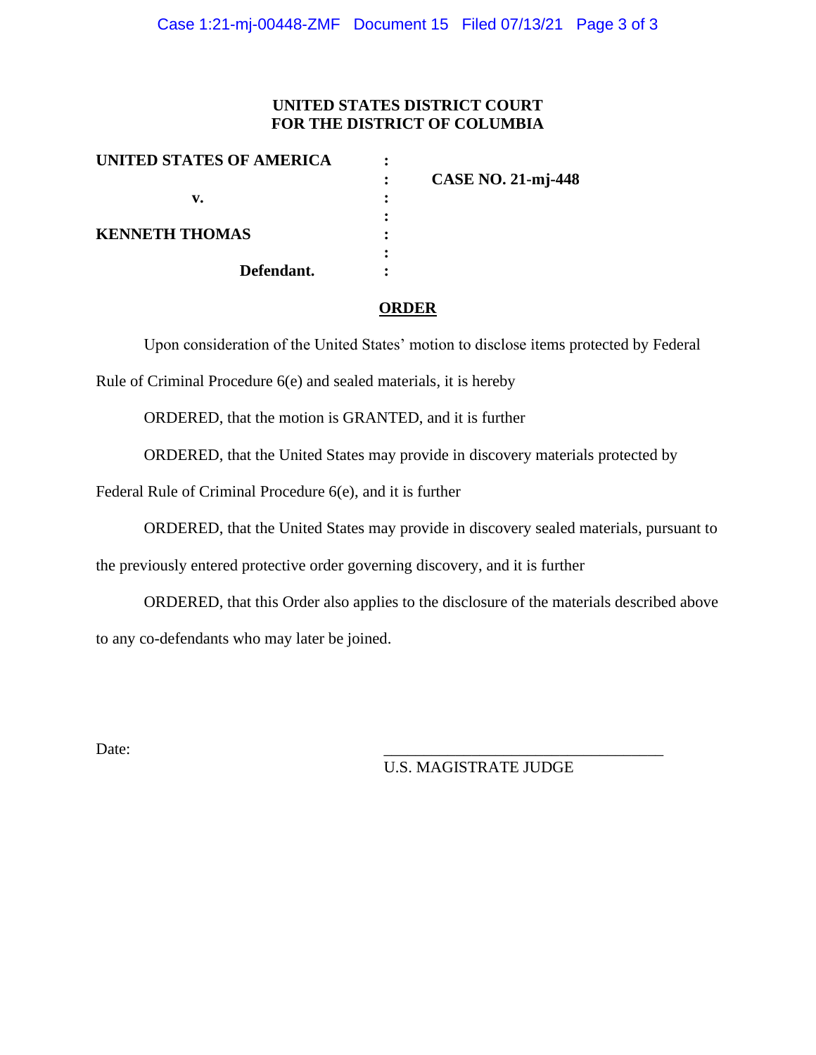**UNITED STATES DISTRICT COURT**
**FOR THE DISTRICT OF COLUMBIA**

| | | |
|---|---|---|
| **UNITED STATES OF AMERICA** | : | |
| | : | **CASE NO. 21-mj-448** |
| **v.** | : | |
| | : | |
| **KENNETH THOMAS** | : | |
| | : | |
| **Defendant.** | : | |

**ORDER**

Upon consideration of the United States' motion to disclose items protected by Federal Rule of Criminal Procedure 6(e) and sealed materials, it is hereby

ORDERED, that the motion is GRANTED, and it is further

ORDERED, that the United States may provide in discovery materials protected by Federal Rule of Criminal Procedure 6(e), and it is further

ORDERED, that the United States may provide in discovery sealed materials, pursuant to the previously entered protective order governing discovery, and it is further

ORDERED, that this Order also applies to the disclosure of the materials described above to any co-defendants who may later be joined.

Date: ___________________________________

U.S. MAGISTRATE JUDGE